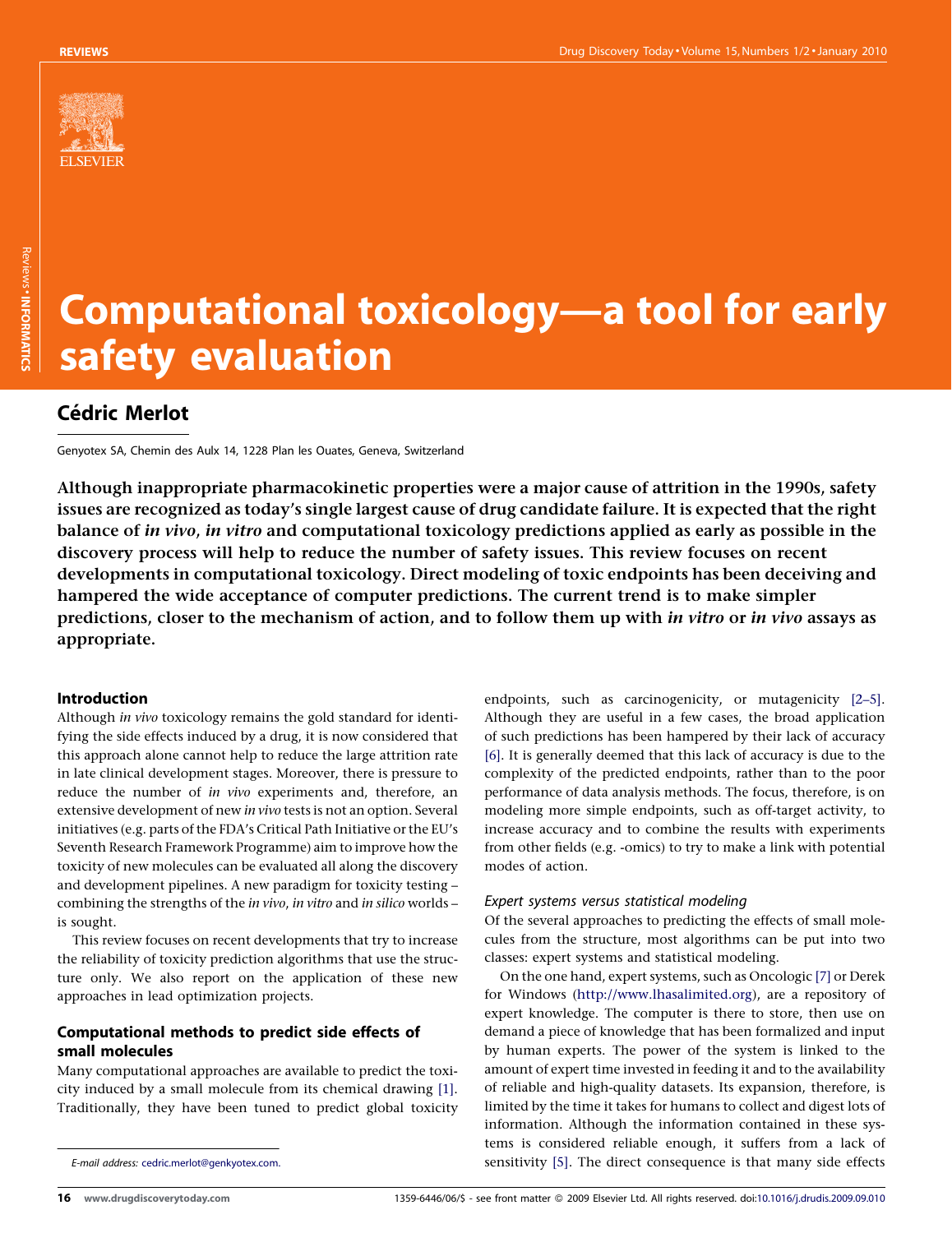# Computational toxicology—a tool for early safety evaluation

## Cédric Merlot

Genyotex SA, Chemin des Aulx 14, 1228 Plan les Ouates, Geneva, Switzerland

**Although inappropriate pharmacokinetic properties were a major cause of attrition in the 1990s, safety issues are recognized as today's single largest cause of drug candidate failure. It is expected that the right balance of *in vivo*, *in vitro* and computational toxicology predictions applied as early as possible in the discovery process will help to reduce the number of safety issues. This review focuses on recent developments in computational toxicology. Direct modeling of toxic endpoints has been deceiving and hampered the wide acceptance of computer predictions. The current trend is to make simpler predictions, closer to the mechanism of action, and to follow them up with *in vitro* or *in vivo* assays as appropriate.**

### Introduction

Although *in vivo* toxicology remains the gold standard for identifying the side effects induced by a drug, it is now considered that this approach alone cannot help to reduce the large attrition rate in late clinical development stages. Moreover, there is pressure to reduce the number of *in vivo* experiments and, therefore, an extensive development of new *in vivo* tests is not an option. Several initiatives (e.g. parts of the FDA's Critical Path Initiative or the EU's Seventh Research Framework Programme) aim to improve how the toxicity of new molecules can be evaluated all along the discovery and development pipelines. A new paradigm for toxicity testing – combining the strengths of the *in vivo*, *in vitro* and *in silico* worlds – is sought.

This review focuses on recent developments that try to increase the reliability of toxicity prediction algorithms that use the structure only. We also report on the application of these new approaches in lead optimization projects.

### Computational methods to predict side effects of small molecules

Many computational approaches are available to predict the toxicity induced by a small molecule from its chemical drawing [1]. Traditionally, they have been tuned to predict global toxicity endpoints, such as carcinogenicity, or mutagenicity [2–5]. Although they are useful in a few cases, the broad application of such predictions has been hampered by their lack of accuracy [6]. It is generally deemed that this lack of accuracy is due to the complexity of the predicted endpoints, rather than to the poor performance of data analysis methods. The focus, therefore, is on modeling more simple endpoints, such as off-target activity, to increase accuracy and to combine the results with experiments from other fields (e.g. -omics) to try to make a link with potential modes of action.

#### *Expert systems versus statistical modeling*

Of the several approaches to predicting the effects of small molecules from the structure, most algorithms can be put into two classes: expert systems and statistical modeling.

On the one hand, expert systems, such as Oncologic [7] or Derek for Windows (http://www.lhasalimited.org), are a repository of expert knowledge. The computer is there to store, then use on demand a piece of knowledge that has been formalized and input by human experts. The power of the system is linked to the amount of expert time invested in feeding it and to the availability of reliable and high-quality datasets. Its expansion, therefore, is limited by the time it takes for humans to collect and digest lots of information. Although the information contained in these systems is considered reliable enough, it suffers from a lack of sensitivity [5]. The direct consequence is that many side effects

*E-mail address:* cedric.merlot@genkyotex.com.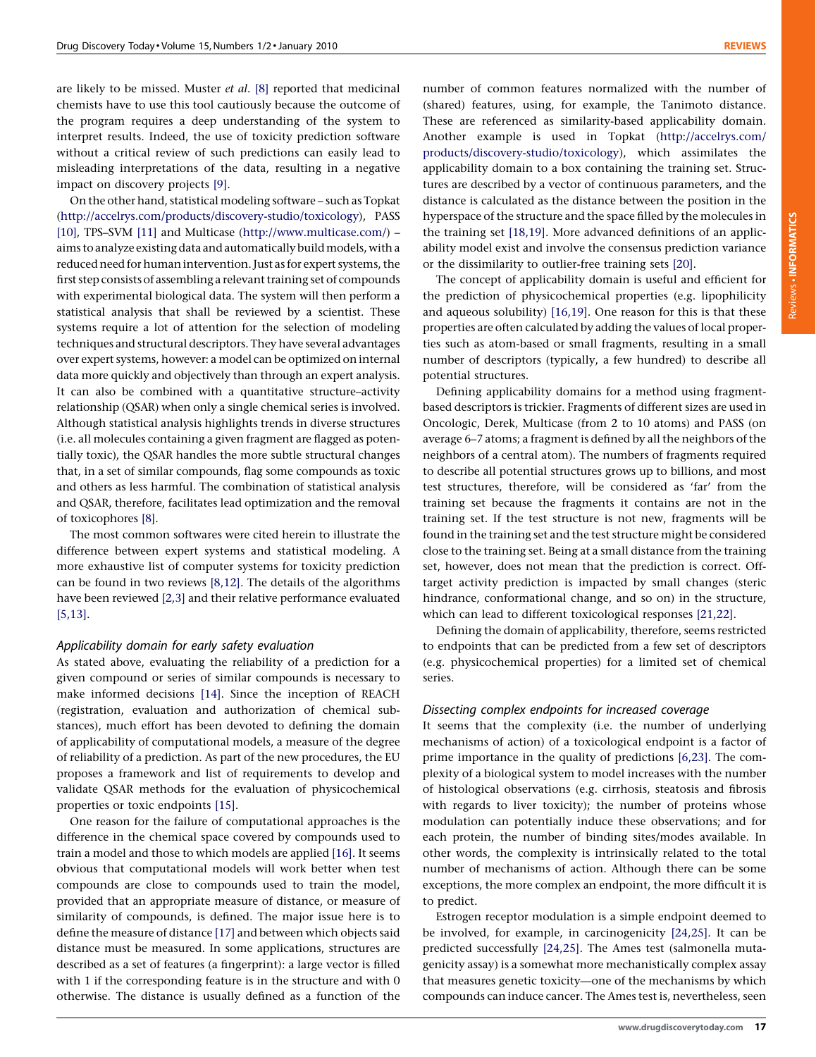are likely to be missed. Muster *et al*. [8] reported that medicinal chemists have to use this tool cautiously because the outcome of the program requires a deep understanding of the system to interpret results. Indeed, the use of toxicity prediction software without a critical review of such predictions can easily lead to misleading interpretations of the data, resulting in a negative impact on discovery projects [9].

On the other hand, statistical modeling software – such as Topkat (http://accelrys.com/products/discovery-studio/toxicology), PASS [10], TPS–SVM [11] and Multicase (http://www.multicase.com/) – aims to analyze existing data and automatically build models, with a reduced need for human intervention. Just as for expert systems, the first step consists of assembling a relevant training set of compounds with experimental biological data. The system will then perform a statistical analysis that shall be reviewed by a scientist. These systems require a lot of attention for the selection of modeling techniques and structural descriptors. They have several advantages over expert systems, however: a model can be optimized on internal data more quickly and objectively than through an expert analysis. It can also be combined with a quantitative structure–activity relationship (QSAR) when only a single chemical series is involved. Although statistical analysis highlights trends in diverse structures (i.e. all molecules containing a given fragment are flagged as potentially toxic), the QSAR handles the more subtle structural changes that, in a set of similar compounds, flag some compounds as toxic and others as less harmful. The combination of statistical analysis and QSAR, therefore, facilitates lead optimization and the removal of toxicophores [8].

The most common softwares were cited herein to illustrate the difference between expert systems and statistical modeling. A more exhaustive list of computer systems for toxicity prediction can be found in two reviews [8,12]. The details of the algorithms have been reviewed [2,3] and their relative performance evaluated [5,13].

### *Applicability domain for early safety evaluation*

As stated above, evaluating the reliability of a prediction for a given compound or series of similar compounds is necessary to make informed decisions [14]. Since the inception of REACH (registration, evaluation and authorization of chemical substances), much effort has been devoted to defining the domain of applicability of computational models, a measure of the degree of reliability of a prediction. As part of the new procedures, the EU proposes a framework and list of requirements to develop and validate QSAR methods for the evaluation of physicochemical properties or toxic endpoints [15].

One reason for the failure of computational approaches is the difference in the chemical space covered by compounds used to train a model and those to which models are applied [16]. It seems obvious that computational models will work better when test compounds are close to compounds used to train the model, provided that an appropriate measure of distance, or measure of similarity of compounds, is defined. The major issue here is to define the measure of distance [17] and between which objects said distance must be measured. In some applications, structures are described as a set of features (a fingerprint): a large vector is filled with 1 if the corresponding feature is in the structure and with 0 otherwise. The distance is usually defined as a function of the number of common features normalized with the number of (shared) features, using, for example, the Tanimoto distance. These are referenced as similarity-based applicability domain. Another example is used in Topkat (http://accelrys.com/products/discovery-studio/toxicology), which assimilates the applicability domain to a box containing the training set. Structures are described by a vector of continuous parameters, and the distance is calculated as the distance between the position in the hyperspace of the structure and the space filled by the molecules in the training set [18,19]. More advanced definitions of an applicability model exist and involve the consensus prediction variance or the dissimilarity to outlier-free training sets [20].

The concept of applicability domain is useful and efficient for the prediction of physicochemical properties (e.g. lipophilicity and aqueous solubility) [16,19]. One reason for this is that these properties are often calculated by adding the values of local properties such as atom-based or small fragments, resulting in a small number of descriptors (typically, a few hundred) to describe all potential structures.

Defining applicability domains for a method using fragment-based descriptors is trickier. Fragments of different sizes are used in Oncologic, Derek, Multicase (from 2 to 10 atoms) and PASS (on average 6–7 atoms; a fragment is defined by all the neighbors of the neighbors of a central atom). The numbers of fragments required to describe all potential structures grows up to billions, and most test structures, therefore, will be considered as 'far' from the training set because the fragments it contains are not in the training set. If the test structure is not new, fragments will be found in the training set and the test structure might be considered close to the training set. Being at a small distance from the training set, however, does not mean that the prediction is correct. Off-target activity prediction is impacted by small changes (steric hindrance, conformational change, and so on) in the structure, which can lead to different toxicological responses [21,22].

Defining the domain of applicability, therefore, seems restricted to endpoints that can be predicted from a few set of descriptors (e.g. physicochemical properties) for a limited set of chemical series.

### *Dissecting complex endpoints for increased coverage*

It seems that the complexity (i.e. the number of underlying mechanisms of action) of a toxicological endpoint is a factor of prime importance in the quality of predictions [6,23]. The complexity of a biological system to model increases with the number of histological observations (e.g. cirrhosis, steatosis and fibrosis with regards to liver toxicity); the number of proteins whose modulation can potentially induce these observations; and for each protein, the number of binding sites/modes available. In other words, the complexity is intrinsically related to the total number of mechanisms of action. Although there can be some exceptions, the more complex an endpoint, the more difficult it is to predict.

Estrogen receptor modulation is a simple endpoint deemed to be involved, for example, in carcinogenicity [24,25]. It can be predicted successfully [24,25]. The Ames test (salmonella mutagenicity assay) is a somewhat more mechanistically complex assay that measures genetic toxicity—one of the mechanisms by which compounds can induce cancer. The Ames test is, nevertheless, seen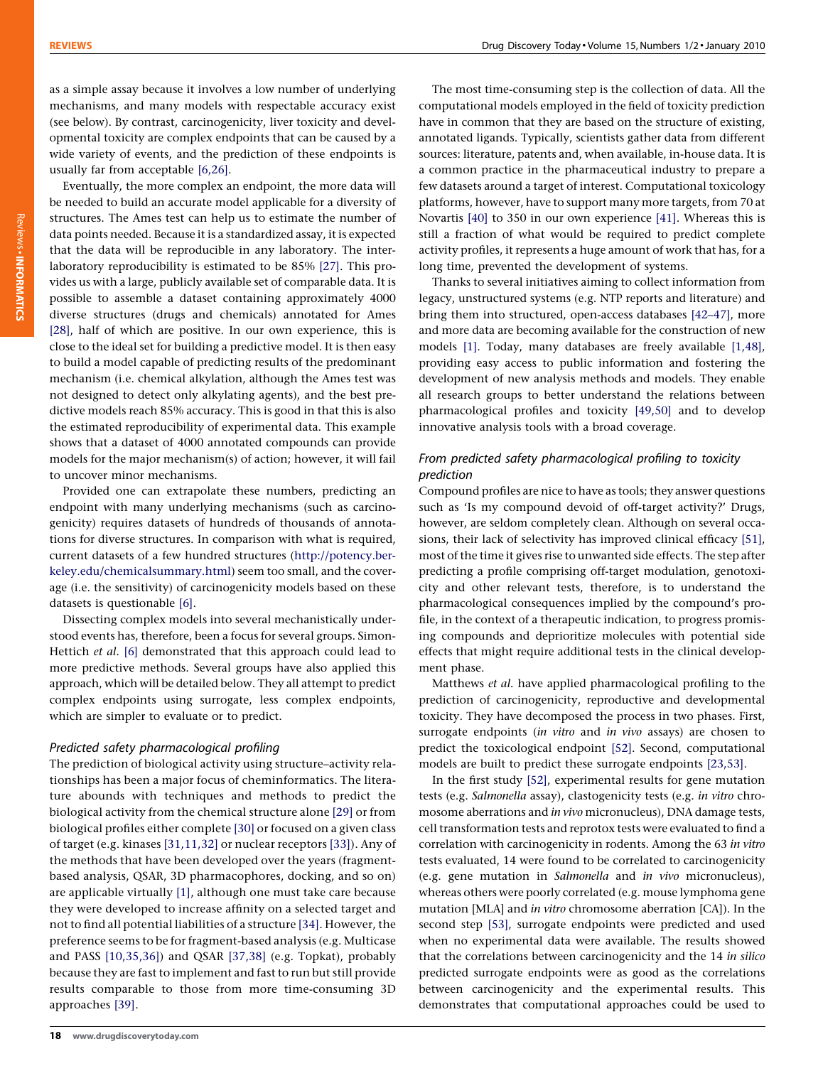as a simple assay because it involves a low number of underlying mechanisms, and many models with respectable accuracy exist (see below). By contrast, carcinogenicity, liver toxicity and developmental toxicity are complex endpoints that can be caused by a wide variety of events, and the prediction of these endpoints is usually far from acceptable [6,26].

Eventually, the more complex an endpoint, the more data will be needed to build an accurate model applicable for a diversity of structures. The Ames test can help us to estimate the number of data points needed. Because it is a standardized assay, it is expected that the data will be reproducible in any laboratory. The inter-laboratory reproducibility is estimated to be 85% [27]. This provides us with a large, publicly available set of comparable data. It is possible to assemble a dataset containing approximately 4000 diverse structures (drugs and chemicals) annotated for Ames [28], half of which are positive. In our own experience, this is close to the ideal set for building a predictive model. It is then easy to build a model capable of predicting results of the predominant mechanism (i.e. chemical alkylation, although the Ames test was not designed to detect only alkylating agents), and the best predictive models reach 85% accuracy. This is good in that this is also the estimated reproducibility of experimental data. This example shows that a dataset of 4000 annotated compounds can provide models for the major mechanism(s) of action; however, it will fail to uncover minor mechanisms.

Provided one can extrapolate these numbers, predicting an endpoint with many underlying mechanisms (such as carcinogenicity) requires datasets of hundreds of thousands of annotations for diverse structures. In comparison with what is required, current datasets of a few hundred structures (http://potency.berkeley.edu/chemicalsummary.html) seem too small, and the coverage (i.e. the sensitivity) of carcinogenicity models based on these datasets is questionable [6].

Dissecting complex models into several mechanistically understood events has, therefore, been a focus for several groups. Simon-Hettich *et al.* [6] demonstrated that this approach could lead to more predictive methods. Several groups have also applied this approach, which will be detailed below. They all attempt to predict complex endpoints using surrogate, less complex endpoints, which are simpler to evaluate or to predict.

### *Predicted safety pharmacological profiling*

The prediction of biological activity using structure–activity relationships has been a major focus of cheminformatics. The literature abounds with techniques and methods to predict the biological activity from the chemical structure alone [29] or from biological profiles either complete [30] or focused on a given class of target (e.g. kinases [31,11,32] or nuclear receptors [33]). Any of the methods that have been developed over the years (fragment-based analysis, QSAR, 3D pharmacophores, docking, and so on) are applicable virtually [1], although one must take care because they were developed to increase affinity on a selected target and not to find all potential liabilities of a structure [34]. However, the preference seems to be for fragment-based analysis (e.g. Multicase and PASS [10,35,36]) and QSAR [37,38] (e.g. Topkat), probably because they are fast to implement and fast to run but still provide results comparable to those from more time-consuming 3D approaches [39].

The most time-consuming step is the collection of data. All the computational models employed in the field of toxicity prediction have in common that they are based on the structure of existing, annotated ligands. Typically, scientists gather data from different sources: literature, patents and, when available, in-house data. It is a common practice in the pharmaceutical industry to prepare a few datasets around a target of interest. Computational toxicology platforms, however, have to support many more targets, from 70 at Novartis [40] to 350 in our own experience [41]. Whereas this is still a fraction of what would be required to predict complete activity profiles, it represents a huge amount of work that has, for a long time, prevented the development of systems.

Thanks to several initiatives aiming to collect information from legacy, unstructured systems (e.g. NTP reports and literature) and bring them into structured, open-access databases [42–47], more and more data are becoming available for the construction of new models [1]. Today, many databases are freely available [1,48], providing easy access to public information and fostering the development of new analysis methods and models. They enable all research groups to better understand the relations between pharmacological profiles and toxicity [49,50] and to develop innovative analysis tools with a broad coverage.

### *From predicted safety pharmacological profiling to toxicity prediction*

Compound profiles are nice to have as tools; they answer questions such as 'Is my compound devoid of off-target activity?' Drugs, however, are seldom completely clean. Although on several occasions, their lack of selectivity has improved clinical efficacy [51], most of the time it gives rise to unwanted side effects. The step after predicting a profile comprising off-target modulation, genotoxicity and other relevant tests, therefore, is to understand the pharmacological consequences implied by the compound's profile, in the context of a therapeutic indication, to progress promising compounds and deprioritize molecules with potential side effects that might require additional tests in the clinical development phase.

Matthews *et al.* have applied pharmacological profiling to the prediction of carcinogenicity, reproductive and developmental toxicity. They have decomposed the process in two phases. First, surrogate endpoints (*in vitro* and *in vivo* assays) are chosen to predict the toxicological endpoint [52]. Second, computational models are built to predict these surrogate endpoints [23,53].

In the first study [52], experimental results for gene mutation tests (e.g. *Salmonella* assay), clastogenicity tests (e.g. *in vitro* chromosome aberrations and *in vivo* micronucleus), DNA damage tests, cell transformation tests and reprotox tests were evaluated to find a correlation with carcinogenicity in rodents. Among the 63 *in vitro* tests evaluated, 14 were found to be correlated to carcinogenicity (e.g. gene mutation in *Salmonella* and *in vivo* micronucleus), whereas others were poorly correlated (e.g. mouse lymphoma gene mutation [MLA] and *in vitro* chromosome aberration [CA]). In the second step [53], surrogate endpoints were predicted and used when no experimental data were available. The results showed that the correlations between carcinogenicity and the 14 *in silico* predicted surrogate endpoints were as good as the correlations between carcinogenicity and the experimental results. This demonstrates that computational approaches could be used to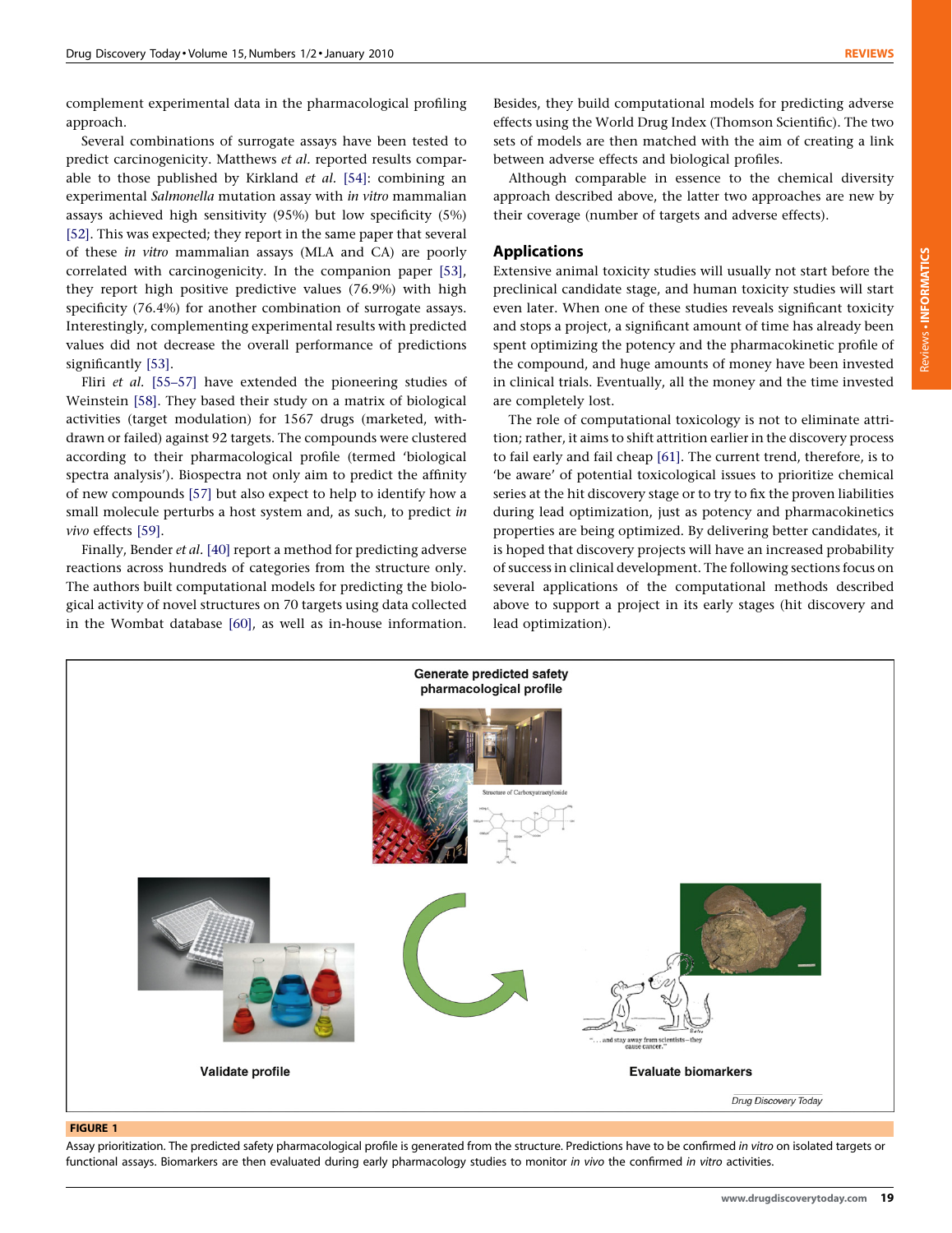complement experimental data in the pharmacological profiling approach.

Several combinations of surrogate assays have been tested to predict carcinogenicity. Matthews *et al.* reported results comparable to those published by Kirkland *et al.* [54]: combining an experimental *Salmonella* mutation assay with *in vitro* mammalian assays achieved high sensitivity (95%) but low specificity (5%) [52]. This was expected; they report in the same paper that several of these *in vitro* mammalian assays (MLA and CA) are poorly correlated with carcinogenicity. In the companion paper [53], they report high positive predictive values (76.9%) with high specificity (76.4%) for another combination of surrogate assays. Interestingly, complementing experimental results with predicted values did not decrease the overall performance of predictions significantly [53].

Fliri *et al.* [55–57] have extended the pioneering studies of Weinstein [58]. They based their study on a matrix of biological activities (target modulation) for 1567 drugs (marketed, withdrawn or failed) against 92 targets. The compounds were clustered according to their pharmacological profile (termed 'biological spectra analysis'). Biospectra not only aim to predict the affinity of new compounds [57] but also expect to help to identify how a small molecule perturbs a host system and, as such, to predict *in vivo* effects [59].

Finally, Bender *et al.* [40] report a method for predicting adverse reactions across hundreds of categories from the structure only. The authors built computational models for predicting the biological activity of novel structures on 70 targets using data collected in the Wombat database [60], as well as in-house information. Besides, they build computational models for predicting adverse effects using the World Drug Index (Thomson Scientific). The two sets of models are then matched with the aim of creating a link between adverse effects and biological profiles.

Although comparable in essence to the chemical diversity approach described above, the latter two approaches are new by their coverage (number of targets and adverse effects).

## Applications

Extensive animal toxicity studies will usually not start before the preclinical candidate stage, and human toxicity studies will start even later. When one of these studies reveals significant toxicity and stops a project, a significant amount of time has already been spent optimizing the potency and the pharmacokinetic profile of the compound, and huge amounts of money have been invested in clinical trials. Eventually, all the money and the time invested are completely lost.

The role of computational toxicology is not to eliminate attrition; rather, it aims to shift attrition earlier in the discovery process to fail early and fail cheap [61]. The current trend, therefore, is to 'be aware' of potential toxicological issues to prioritize chemical series at the hit discovery stage or to try to fix the proven liabilities during lead optimization, just as potency and pharmacokinetics properties are being optimized. By delivering better candidates, it is hoped that discovery projects will have an increased probability of success in clinical development. The following sections focus on several applications of the computational methods described above to support a project in its early stages (hit discovery and lead optimization).

**FIGURE 1**

Assay prioritization. The predicted safety pharmacological profile is generated from the structure. Predictions have to be confirmed *in vitro* on isolated targets or functional assays. Biomarkers are then evaluated during early pharmacology studies to monitor *in vivo* the confirmed *in vitro* activities.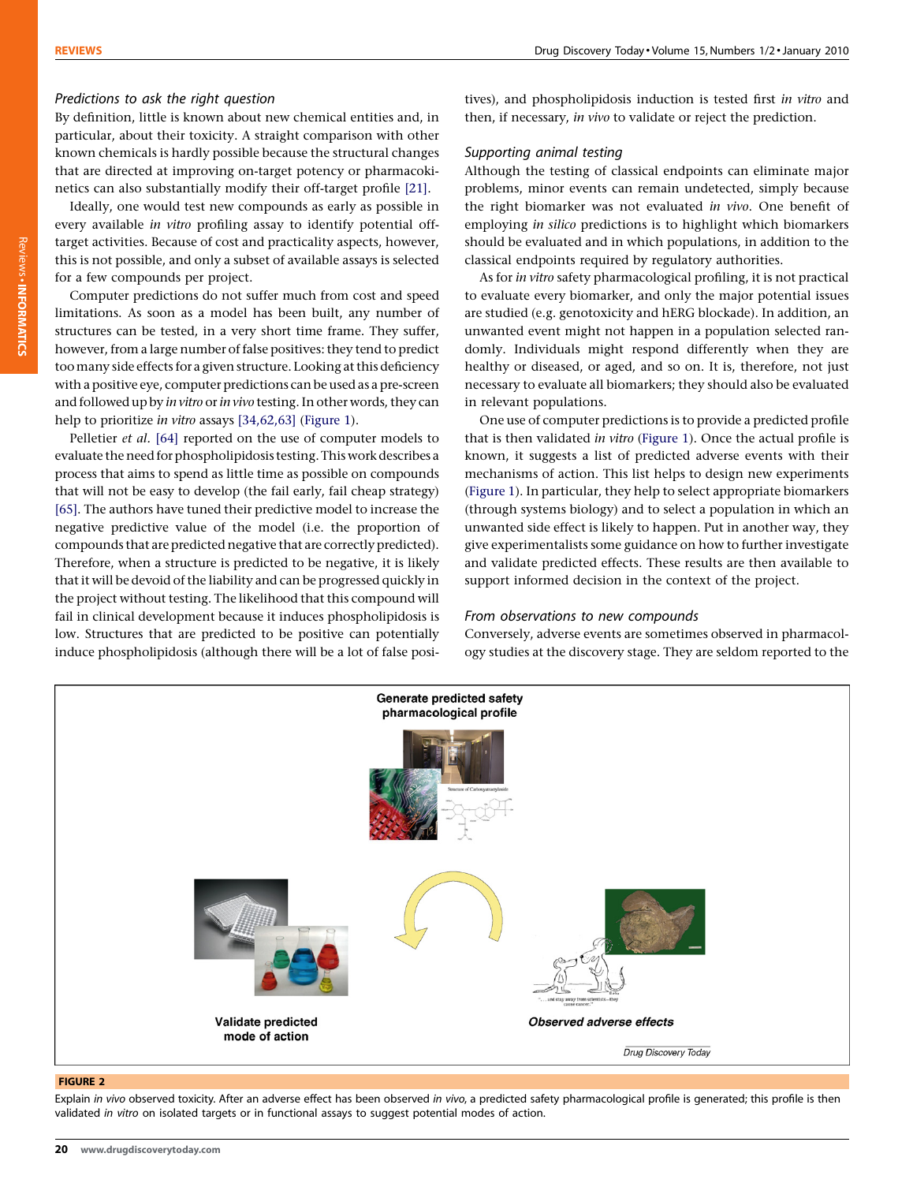### *Predictions to ask the right question*

By definition, little is known about new chemical entities and, in particular, about their toxicity. A straight comparison with other known chemicals is hardly possible because the structural changes that are directed at improving on-target potency or pharmacokinetics can also substantially modify their off-target profile [21].

Ideally, one would test new compounds as early as possible in every available *in vitro* profiling assay to identify potential off-target activities. Because of cost and practicality aspects, however, this is not possible, and only a subset of available assays is selected for a few compounds per project.

Computer predictions do not suffer much from cost and speed limitations. As soon as a model has been built, any number of structures can be tested, in a very short time frame. They suffer, however, from a large number of false positives: they tend to predict too many side effects for a given structure. Looking at this deficiency with a positive eye, computer predictions can be used as a pre-screen and followed up by *in vitro* or *in vivo* testing. In other words, they can help to prioritize *in vitro* assays [34,62,63] (Figure 1).

Pelletier *et al.* [64] reported on the use of computer models to evaluate the need for phospholipidosis testing. This work describes a process that aims to spend as little time as possible on compounds that will not be easy to develop (the fail early, fail cheap strategy) [65]. The authors have tuned their predictive model to increase the negative predictive value of the model (i.e. the proportion of compounds that are predicted negative that are correctly predicted). Therefore, when a structure is predicted to be negative, it is likely that it will be devoid of the liability and can be progressed quickly in the project without testing. The likelihood that this compound will fail in clinical development because it induces phospholipidosis is low. Structures that are predicted to be positive can potentially induce phospholipidosis (although there will be a lot of false positives), and phospholipidosis induction is tested first *in vitro* and then, if necessary, *in vivo* to validate or reject the prediction.

### *Supporting animal testing*

Although the testing of classical endpoints can eliminate major problems, minor events can remain undetected, simply because the right biomarker was not evaluated *in vivo*. One benefit of employing *in silico* predictions is to highlight which biomarkers should be evaluated and in which populations, in addition to the classical endpoints required by regulatory authorities.

As for *in vitro* safety pharmacological profiling, it is not practical to evaluate every biomarker, and only the major potential issues are studied (e.g. genotoxicity and hERG blockade). In addition, an unwanted event might not happen in a population selected randomly. Individuals might respond differently when they are healthy or diseased, or aged, and so on. It is, therefore, not just necessary to evaluate all biomarkers; they should also be evaluated in relevant populations.

One use of computer predictions is to provide a predicted profile that is then validated *in vitro* (Figure 1). Once the actual profile is known, it suggests a list of predicted adverse events with their mechanisms of action. This list helps to design new experiments (Figure 1). In particular, they help to select appropriate biomarkers (through systems biology) and to select a population in which an unwanted side effect is likely to happen. Put in another way, they give experimentalists some guidance on how to further investigate and validate predicted effects. These results are then available to support informed decision in the context of the project.

### *From observations to new compounds*

Conversely, adverse events are sometimes observed in pharmacology studies at the discovery stage. They are seldom reported to the

Generate predicted safety pharmacological profile

Structure of Carbonyanmide

Validate predicted mode of action

Observed adverse effects

"... and stay away from scientists – they cause cancer."

Drug Discovery Today

**FIGURE 2**

Explain *in vivo* observed toxicity. After an adverse effect has been observed *in vivo*, a predicted safety pharmacological profile is generated; this profile is then validated *in vitro* on isolated targets or in functional assays to suggest potential modes of action.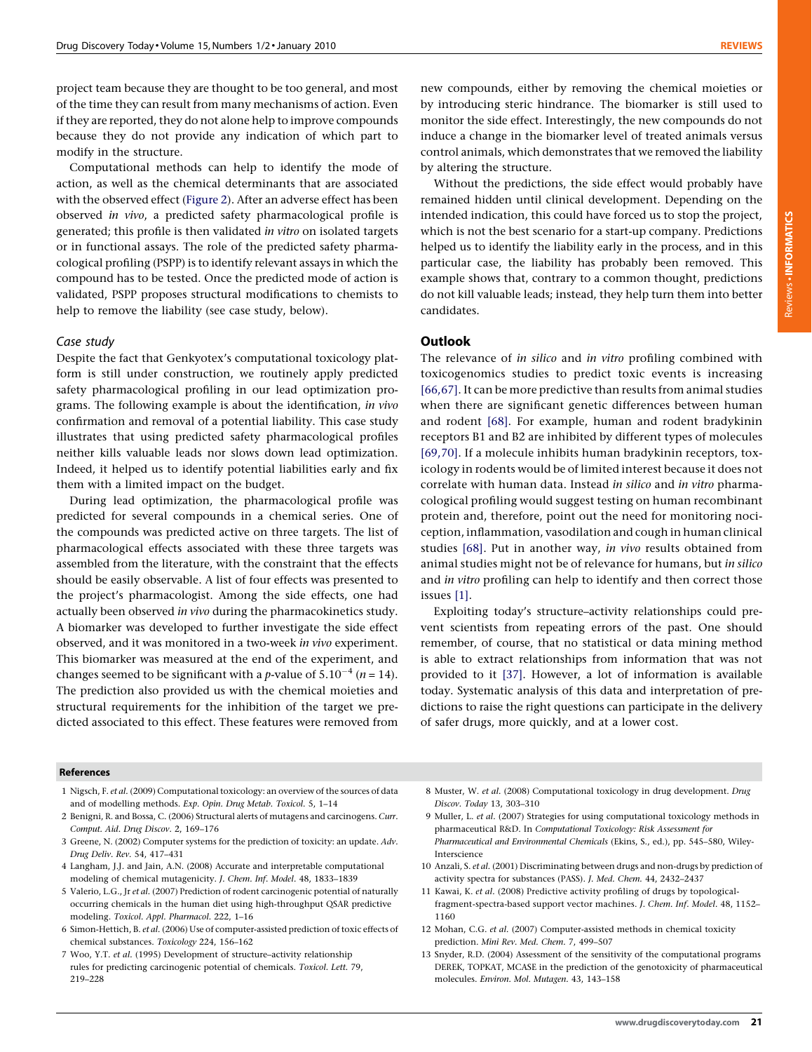project team because they are thought to be too general, and most of the time they can result from many mechanisms of action. Even if they are reported, they do not alone help to improve compounds because they do not provide any indication of which part to modify in the structure.

Computational methods can help to identify the mode of action, as well as the chemical determinants that are associated with the observed effect (Figure 2). After an adverse effect has been observed *in vivo*, a predicted safety pharmacological profile is generated; this profile is then validated *in vitro* on isolated targets or in functional assays. The role of the predicted safety pharmacological profiling (PSPP) is to identify relevant assays in which the compound has to be tested. Once the predicted mode of action is validated, PSPP proposes structural modifications to chemists to help to remove the liability (see case study, below).

### *Case study*

Despite the fact that Genkyotex's computational toxicology platform is still under construction, we routinely apply predicted safety pharmacological profiling in our lead optimization programs. The following example is about the identification, *in vivo* confirmation and removal of a potential liability. This case study illustrates that using predicted safety pharmacological profiles neither kills valuable leads nor slows down lead optimization. Indeed, it helped us to identify potential liabilities early and fix them with a limited impact on the budget.

During lead optimization, the pharmacological profile was predicted for several compounds in a chemical series. One of the compounds was predicted active on three targets. The list of pharmacological effects associated with these three targets was assembled from the literature, with the constraint that the effects should be easily observable. A list of four effects was presented to the project's pharmacologist. Among the side effects, one had actually been observed *in vivo* during the pharmacokinetics study. A biomarker was developed to further investigate the side effect observed, and it was monitored in a two-week *in vivo* experiment. This biomarker was measured at the end of the experiment, and changes seemed to be significant with a *p*-value of $5.10^{-4}$ ($n = 14$). The prediction also provided us with the chemical moieties and structural requirements for the inhibition of the target we predicted associated to this effect. These features were removed from new compounds, either by removing the chemical moieties or by introducing steric hindrance. The biomarker is still used to monitor the side effect. Interestingly, the new compounds do not induce a change in the biomarker level of treated animals versus control animals, which demonstrates that we removed the liability by altering the structure.

Without the predictions, the side effect would probably have remained hidden until clinical development. Depending on the intended indication, this could have forced us to stop the project, which is not the best scenario for a start-up company. Predictions helped us to identify the liability early in the process, and in this particular case, the liability has probably been removed. This example shows that, contrary to a common thought, predictions do not kill valuable leads; instead, they help turn them into better candidates.

## Outlook

The relevance of *in silico* and *in vitro* profiling combined with toxicogenomics studies to predict toxic events is increasing [66,67]. It can be more predictive than results from animal studies when there are significant genetic differences between human and rodent [68]. For example, human and rodent bradykinin receptors B1 and B2 are inhibited by different types of molecules [69,70]. If a molecule inhibits human bradykinin receptors, toxicology in rodents would be of limited interest because it does not correlate with human data. Instead *in silico* and *in vitro* pharmacological profiling would suggest testing on human recombinant protein and, therefore, point out the need for monitoring nociception, inflammation, vasodilation and cough in human clinical studies [68]. Put in another way, *in vivo* results obtained from animal studies might not be of relevance for humans, but *in silico* and *in vitro* profiling can help to identify and then correct those issues [1].

Exploiting today's structure–activity relationships could prevent scientists from repeating errors of the past. One should remember, of course, that no statistical or data mining method is able to extract relationships from information that was not provided to it [37]. However, a lot of information is available today. Systematic analysis of this data and interpretation of predictions to raise the right questions can participate in the delivery of safer drugs, more quickly, and at a lower cost.

## References

1. Nigsch, F. *et al*. (2009) Computational toxicology: an overview of the sources of data and of modelling methods. *Exp. Opin. Drug Metab. Toxicol.* 5, 1–14
2. Benigni, R. and Bossa, C. (2006) Structural alerts of mutagens and carcinogens. *Curr. Comput. Aid. Drug Discov.* 2, 169–176
3. Greene, N. (2002) Computer systems for the prediction of toxicity: an update. *Adv. Drug Deliv. Rev.* 54, 417–431
4. Langham, J.J. and Jain, A.N. (2008) Accurate and interpretable computational modeling of chemical mutagenicity. *J. Chem. Inf. Model.* 48, 1833–1839
5. Valerio, L.G., Jr *et al*. (2007) Prediction of rodent carcinogenic potential of naturally occurring chemicals in the human diet using high-throughput QSAR predictive modeling. *Toxicol. Appl. Pharmacol.* 222, 1–16
6. Simon-Hettich, B. *et al*. (2006) Use of computer-assisted prediction of toxic effects of chemical substances. *Toxicology* 224, 156–162
7. Woo, Y.T. *et al*. (1995) Development of structure–activity relationship rules for predicting carcinogenic potential of chemicals. *Toxicol. Lett.* 79, 219–228
8. Muster, W. *et al*. (2008) Computational toxicology in drug development. *Drug Discov. Today* 13, 303–310
9. Muller, L. *et al*. (2007) Strategies for using computational toxicology methods in pharmaceutical R&D. In *Computational Toxicology: Risk Assessment for Pharmaceutical and Environmental Chemicals* (Ekins, S., ed.), pp. 545–580, Wiley-Interscience
10. Anzali, S. *et al*. (2001) Discriminating between drugs and non-drugs by prediction of activity spectra for substances (PASS). *J. Med. Chem.* 44, 2432–2437
11. Kawai, K. *et al*. (2008) Predictive activity profiling of drugs by topological-fragment-spectra-based support vector machines. *J. Chem. Inf. Model.* 48, 1152–1160
12. Mohan, C.G. *et al*. (2007) Computer-assisted methods in chemical toxicity prediction. *Mini Rev. Med. Chem.* 7, 499–507
13. Snyder, R.D. (2004) Assessment of the sensitivity of the computational programs DEREK, TOPKAT, MCASE in the prediction of the genotoxicity of pharmaceutical molecules. *Environ. Mol. Mutagen.* 43, 143–158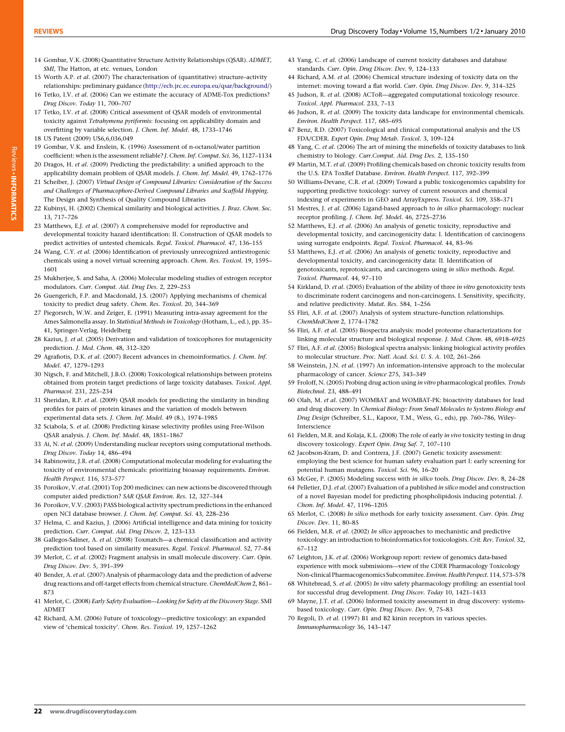14 Gombar, V.K. (2008) Quantitative Structure Activity Relationships (QSAR). *ADMET, SMI*, The Hatton, at etc. venues, London

15 Worth A.P. *et al.* (2007) The characterisation of (quantitative) structure–activity relationships: preliminary guidance (http://ecb.jrc.ec.europa.eu/qsar/background/)

16 Tetko, I.V. *et al.* (2006) Can we estimate the accuracy of ADME-Tox predictions? *Drug Discov. Today* 11, 700–707

17 Tetko, I.V. *et al.* (2008) Critical assessment of QSAR models of environmental toxicity against *Tetrahymena pyriformis*: focusing on applicability domain and overfitting by variable selection. *J. Chem. Inf. Model.* 48, 1733–1746

18 US Patent (2009) US6,6,036,049

19 Gombar, V.K. and Enslein, K. (1996) Assessment of n-octanol/water partition coefficient: when is the assessment reliable? *J. Chem. Inf. Comput. Sci.* 36, 1127–1134

20 Dragos, H. *et al.* (2009) Predicting the predictability: a unified approach to the applicability domain problem of QSAR models. *J. Chem. Inf. Model.* 49, 1762–1776

21 Scheiber, J. (2007) *Virtual Design of Compound Libraries: Consideration of the Success and Challenges of Pharmacophore-Derived Compound Libraries and Scaffold Hopping.* The Design and Synthesis of Quality Compound Libraries

22 Kubinyi, H. (2002) Chemical similarity and biological activities. *J. Braz. Chem. Soc.* 13, 717–726

23 Matthews, E.J. *et al.* (2007) A comprehensive model for reproductive and developmental toxicity hazard identification: II. Construction of QSAR models to predict activities of untested chemicals. *Regul. Toxicol. Pharmacol.* 47, 136–155

24 Wang, C.Y. *et al.* (2006) Identification of previously unrecognized antiestrogenic chemicals using a novel virtual screening approach. *Chem. Res. Toxicol.* 19, 1595–1601

25 Mukherjee, S. and Saha, A. (2006) Molecular modeling studies of estrogen receptor modulators. *Curr. Comput. Aid. Drug Des.* 2, 229–253

26 Guengerich, F.P. and Macdonald, J.S. (2007) Applying mechanisms of chemical toxicity to predict drug safety. *Chem. Res. Toxicol.* 20, 344–369

27 Piegorsrch, W.W. and Zeiger, E. (1991) Measuring intra-assay agreement for the Ames Salmonella assay. In *Statistical Methods in Toxicology* (Hotham, L., ed.), pp. 35–41, Springer-Verlag, Heidelberg

28 Kazius, J. *et al.* (2005) Derivation and validation of toxicophores for mutagenicity prediction. *J. Med. Chem.* 48, 312–320

29 Agrafiotis, D.K. *et al.* (2007) Recent advances in chemoinformatics. *J. Chem. Inf. Model.* 47, 1279–1293

30 Nigsch, F. and Mitchell, J.B.O. (2008) Toxicological relationships between proteins obtained from protein target predictions of large toxicity databases. *Toxicol. Appl. Pharmacol.* 231, 225–234

31 Sheridan, R.P. *et al.* (2009) QSAR models for predicting the similarity in binding profiles for pairs of protein kinases and the variation of models between experimental data sets. *J. Chem. Inf. Model.* 49 (8.), 1974–1985

32 Sciabola, S. *et al.* (2008) Predicting kinase selectivity profiles using Free-Wilson QSAR analysis. *J. Chem. Inf. Model.* 48, 1851–1867

33 Ai, N. *et al.* (2009) Understanding nuclear receptors using computational methods. *Drug Discov. Today* 14, 486–494

34 Rabinowitz, J.R. *et al.* (2008) Computational molecular modeling for evaluating the toxicity of environmental chemicals: prioritizing bioassay requirements. *Environ. Health Perspect.* 116, 573–577

35 Poroikov, V. *et al.* (2001) Top 200 medicines: can new actions be discovered through computer aided prediction? *SAR QSAR Environ. Res.* 12, 327–344

36 Poroikov, V.V. (2003) PASS biological activity spectrum predictions in the enhanced open NCI database browser. *J. Chem. Inf. Comput. Sci.* 43, 228–236

37 Helma, C. and Kazius, J. (2006) Artificial intelligence and data mining for toxicity prediction. *Curr. Comput. Aid. Drug Discov.* 2, 123–133

38 Gallegos-Saliner, A. *et al.* (2008) Toxmatch—a chemical classification and activity prediction tool based on similarity measures. *Regul. Toxicol. Pharmacol.* 52, 77–84

39 Merlot, C. *et al.* (2002) Fragment analysis in small molecule discovery. *Curr. Opin. Drug Discov. Dev.* 5, 391–399

40 Bender, A. *et al.* (2007) Analysis of pharmacology data and the prediction of adverse drug reactions and off-target effects from chemical structure. *ChemMedChem* 2, 861–873

41 Merlot, C. (2008) *Early Safety Evaluation—Looking for Safety at the Discovery Stage.* SMI ADMET

42 Richard, A.M. (2006) Future of toxicology—predictive toxicology: an expanded view of 'chemical toxicity'. *Chem. Res. Toxicol.* 19, 1257–1262

43 Yang, C. *et al.* (2006) Landscape of current toxicity databases and database standards. *Curr. Opin. Drug Discov. Dev.* 9, 124–133

44 Richard, A.M. *et al.* (2006) Chemical structure indexing of toxicity data on the internet: moving toward a flat world. *Curr. Opin. Drug Discov. Dev.* 9, 314–325

45 Judson, R. *et al.* (2008) ACToR—aggregated computational toxicology resource. *Toxicol. Appl. Pharmacol.* 233, 7–13

46 Judson, R. *et al.* (2009) The toxicity data landscape for environmental chemicals. *Environ. Health Perspect.* 117, 685–695

47 Benz, R.D. (2007) Toxicological and clinical computational analysis and the US FDA/CDER. *Expert Opin. Drug Metab. Toxicol.* 3, 109–124

48 Yang, C. *et al.* (2006) The art of mining the minefields of toxicity databases to link chemistry to biology. *Curr.Comput. Aid. Drug Des.* 2, 135–150

49 Martin, M.T. *et al.* (2009) Profiling chemicals based on chronic toxicity results from the U.S. EPA ToxRef Database. *Environ. Health Perspect.* 117, 392–399

50 Williams-Devane, C.R. *et al.* (2009) Toward a public toxicogenomics capability for supporting predictive toxicology: survey of current resources and chemical indexing of experiments in GEO and ArrayExpress. *Toxicol. Sci.* 109, 358–371

51 Mestres, J. *et al.* (2006) Ligand-based approach to *in silico* pharmacology: nuclear receptor profiling. *J. Chem. Inf. Model.* 46, 2725–2736

52 Matthews, E.J. *et al.* (2006) An analysis of genetic toxicity, reproductive and developmental toxicity, and carcinogenicity data: I. Identification of carcinogens using surrogate endpoints. *Regul. Toxicol. Pharmacol.* 44, 83–96

53 Matthews, E.J. *et al.* (2006) An analysis of genetic toxicity, reproductive and developmental toxicity, and carcinogenicity data: II. Identification of genotoxicants, reprotoxicants, and carcinogens using *in silico* methods. *Regul. Toxicol. Pharmacol.* 44, 97–110

54 Kirkland, D. *et al.* (2005) Evaluation of the ability of three *in vitro* genotoxicity tests to discriminate rodent carcinogens and non-carcinogens. I. Sensitivity, specificity, and relative predictivity. *Mutat. Res.* 584, 1–256

55 Fliri, A.F. *et al.* (2007) Analysis of system structure–function relationships. *ChemMedChem* 2, 1774–1782

56 Fliri, A.F. *et al.* (2005) Biospectra analysis: model proteome characterizations for linking molecular structure and biological response. *J. Med. Chem.* 48, 6918–6925

57 Fliri, A.F. *et al.* (2005) Biological spectra analysis: linking biological activity profiles to molecular structure. *Proc. Natl. Acad. Sci. U. S. A.* 102, 261–266

58 Weinstein, J.N. *et al.* (1997) An information-intensive approach to the molecular pharmacology of cancer. *Science* 275, 343–349

59 Froloff, N. (2005) Probing drug action using *in vitro* pharmacological profiles. *Trends Biotechnol.* 23, 488–491

60 Olah, M. *et al.* (2007) WOMBAT and WOMBAT-PK: bioactivity databases for lead and drug discovery. In *Chemical Biology: From Small Molecules to Systems Biology and Drug Design* (Schreiber, S.L., Kapoor, T.M., Wess, G., eds), pp. 760–786, Wiley-Interscience

61 Fielden, M.R. and Kolaja, K.L. (2008) The role of early *in vivo* toxicity testing in drug discovery toxicology. *Expert Opin. Drug Saf.* 7, 107–110

62 Jacobson-Kram, D. and Contrera, J.F. (2007) Genetic toxicity assessment: employing the best science for human safety evaluation part I: early screening for potential human mutagens. *Toxicol. Sci.* 96, 16–20

63 McGee, P. (2005) Modeling success with *in silico* tools. *Drug Discov. Dev.* 8, 24–28

64 Pelletier, D.J. *et al.* (2007) Evaluation of a published *in silico* model and construction of a novel Bayesian model for predicting phospholipidosis inducing potential. *J. Chem. Inf. Model.* 47, 1196–1205

65 Merlot, C. (2008) *In silico* methods for early toxicity assessment. *Curr. Opin. Drug Discov. Dev.* 11, 80–85

66 Fielden, M.R. *et al.* (2002) *In silico* approaches to mechanistic and predictive toxicology: an introduction to bioinformatics for toxicologists. *Crit. Rev. Toxicol.* 32, 67–112

67 Leighton, J.K. *et al.* (2006) Workgroup report: review of genomics data-based experience with mock submissions—view of the CDER Pharmacology Toxicology Non-clinical Pharmacogenomics Subcommitee. *Environ. Health Perspect.* 114, 573–578

68 Whitebread, S. *et al.* (2005) *In vitro* safety pharmacology profiling: an essential tool for successful drug development. *Drug Discov. Today* 10, 1421–1433

69 Mayne, J.T. *et al.* (2006) Informed toxicity assessment in drug discovery: systems-based toxicology. *Curr. Opin. Drug Discov. Dev.* 9, 75–83

70 Regoli, D. *et al.* (1997) B1 and B2 kinin receptors in various species. *Immunopharmacology* 36, 143–147